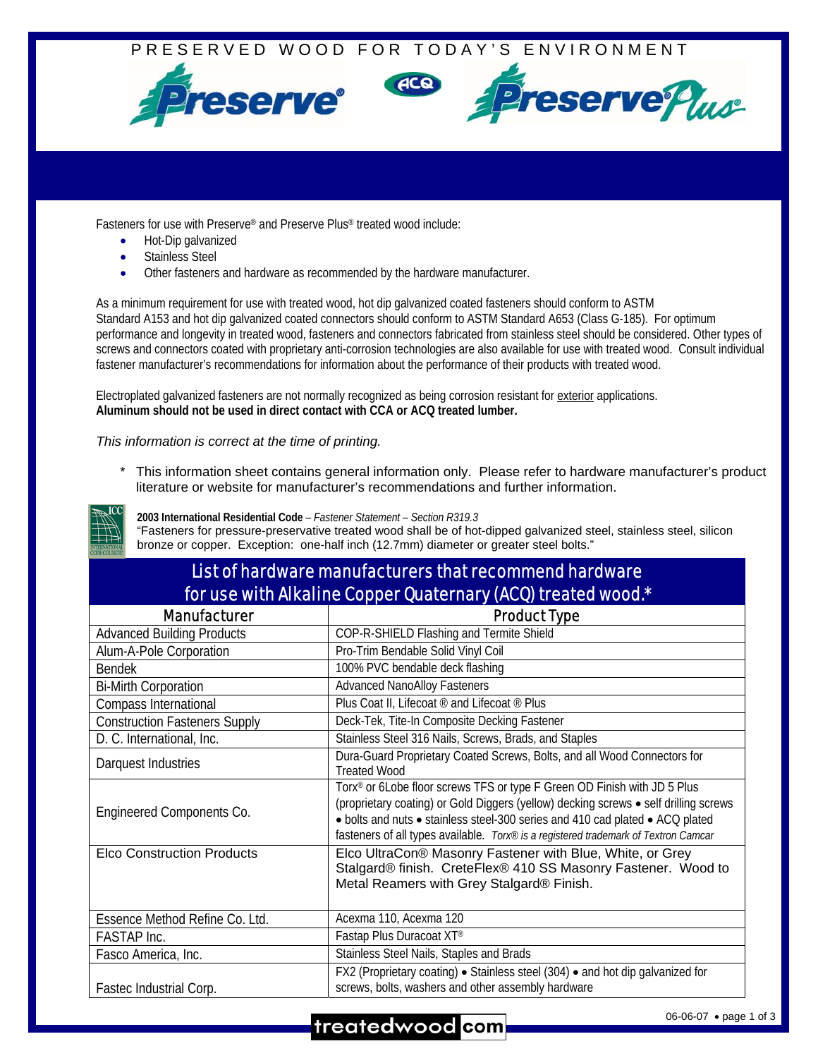PRESERVED WOOD FOR TODAY'S ENVIRONMENT

Preserve® ACQ Preserve Plus®

Fasteners for use with Preserve® and Preserve Plus® treated wood include:

- Hot-Dip galvanized
- Stainless Steel
- Other fasteners and hardware as recommended by the hardware manufacturer.

As a minimum requirement for use with treated wood, hot dip galvanized coated fasteners should conform to ASTM Standard A153 and hot dip galvanized coated connectors should conform to ASTM Standard A653 (Class G-185). For optimum performance and longevity in treated wood, fasteners and connectors fabricated from stainless steel should be considered. Other types of screws and connectors coated with proprietary anti-corrosion technologies are also available for use with treated wood. Consult individual fastener manufacturer's recommendations for information about the performance of their products with treated wood.

Electroplated galvanized fasteners are not normally recognized as being corrosion resistant for exterior applications.
**Aluminum should not be used in direct contact with CCA or ACQ treated lumber.**

*This information is correct at the time of printing.*

\* This information sheet contains general information only. Please refer to hardware manufacturer's product literature or website for manufacturer's recommendations and further information.

**2003 International Residential Code** – *Fastener Statement – Section R319.3*
"Fasteners for pressure-preservative treated wood shall be of hot-dipped galvanized steel, stainless steel, silicon bronze or copper. Exception: one-half inch (12.7mm) diameter or greater steel bolts."

## List of hardware manufacturers that recommend hardware for use with Alkaline Copper Quaternary (ACQ) treated wood.*

| Manufacturer | Product Type |
|---|---|
| Advanced Building Products | COP-R-SHIELD Flashing and Termite Shield |
| Alum-A-Pole Corporation | Pro-Trim Bendable Solid Vinyl Coil |
| Bendek | 100% PVC bendable deck flashing |
| Bi-Mirth Corporation | Advanced NanoAlloy Fasteners |
| Compass International | Plus Coat II, Lifecoat ® and Lifecoat ® Plus |
| Construction Fasteners Supply | Deck-Tek, Tite-In Composite Decking Fastener |
| D. C. International, Inc. | Stainless Steel 316 Nails, Screws, Brads, and Staples |
| Darquest Industries | Dura-Guard Proprietary Coated Screws, Bolts, and all Wood Connectors for Treated Wood |
| Engineered Components Co. | Torx® or 6Lobe floor screws TFS or type F Green OD Finish with JD 5 Plus (proprietary coating) or Gold Diggers (yellow) decking screws • self drilling screws • bolts and nuts • stainless steel-300 series and 410 cad plated • ACQ plated fasteners of all types available. *Torx® is a registered trademark of Textron Camcar* |
| Elco Construction Products | Elco UltraCon® Masonry Fastener with Blue, White, or Grey Stalgard® finish. CreteFlex® 410 SS Masonry Fastener. Wood to Metal Reamers with Grey Stalgard® Finish. |
| Essence Method Refine Co. Ltd. | Acexma 110, Acexma 120 |
| FASTAP Inc. | Fastap Plus Duracoat XT® |
| Fasco America, Inc. | Stainless Steel Nails, Staples and Brads |
| Fastec Industrial Corp. | FX2 (Proprietary coating) • Stainless steel (304) • and hot dip galvanized for screws, bolts, washers and other assembly hardware |

06-06-07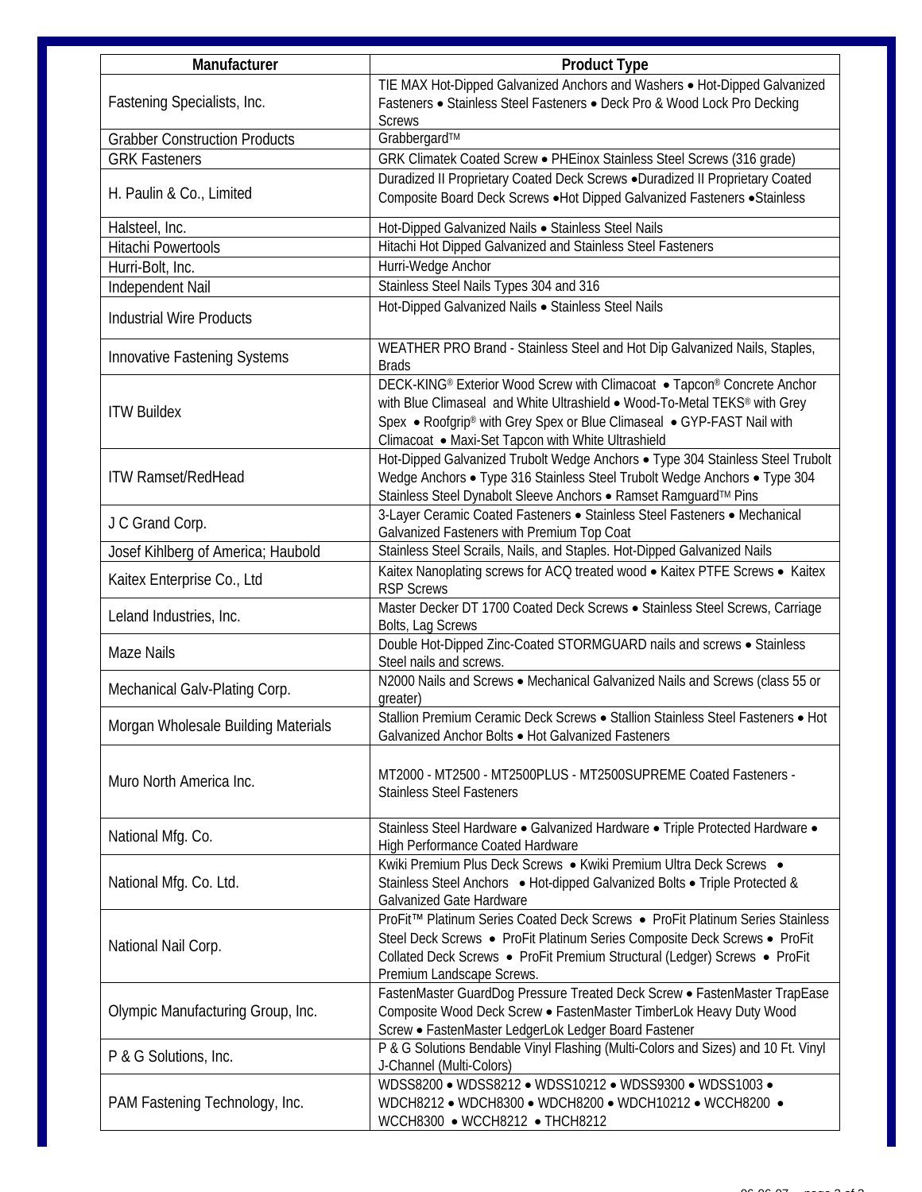| Manufacturer | Product Type |
| --- | --- |
| Fastening Specialists, Inc. | TIE MAX Hot-Dipped Galvanized Anchors and Washers • Hot-Dipped Galvanized Fasteners • Stainless Steel Fasteners • Deck Pro & Wood Lock Pro Decking Screws |
| Grabber Construction Products | Grabbergard™ |
| GRK Fasteners | GRK Climatek Coated Screw • PHEinox Stainless Steel Screws (316 grade) |
| H. Paulin & Co., Limited | Duradized II Proprietary Coated Deck Screws •Duradized II Proprietary Coated Composite Board Deck Screws •Hot Dipped Galvanized Fasteners •Stainless |
| Halsteel, Inc. | Hot-Dipped Galvanized Nails • Stainless Steel Nails |
| Hitachi Powertools | Hitachi Hot Dipped Galvanized and Stainless Steel Fasteners |
| Hurri-Bolt, Inc. | Hurri-Wedge Anchor |
| Independent Nail | Stainless Steel Nails Types 304 and 316 |
| Industrial Wire Products | Hot-Dipped Galvanized Nails • Stainless Steel Nails |
| Innovative Fastening Systems | WEATHER PRO Brand - Stainless Steel and Hot Dip Galvanized Nails, Staples, Brads |
| ITW Buildex | DECK-KING® Exterior Wood Screw with Climacoat • Tapcon® Concrete Anchor with Blue Climaseal and White Ultrashield • Wood-To-Metal TEKS® with Grey Spex • Roofgrip® with Grey Spex or Blue Climaseal • GYP-FAST Nail with Climacoat • Maxi-Set Tapcon with White Ultrashield |
| ITW Ramset/RedHead | Hot-Dipped Galvanized Trubolt Wedge Anchors • Type 304 Stainless Steel Trubolt Wedge Anchors • Type 316 Stainless Steel Trubolt Wedge Anchors • Type 304 Stainless Steel Dynabolt Sleeve Anchors • Ramset Ramguard™ Pins |
| J C Grand Corp. | 3-Layer Ceramic Coated Fasteners • Stainless Steel Fasteners • Mechanical Galvanized Fasteners with Premium Top Coat |
| Josef Kihlberg of America; Haubold | Stainless Steel Scrails, Nails, and Staples. Hot-Dipped Galvanized Nails |
| Kaitex Enterprise Co., Ltd | Kaitex Nanoplating screws for ACQ treated wood • Kaitex PTFE Screws • Kaitex RSP Screws |
| Leland Industries, Inc. | Master Decker DT 1700 Coated Deck Screws • Stainless Steel Screws, Carriage Bolts, Lag Screws |
| Maze Nails | Double Hot-Dipped Zinc-Coated STORMGUARD nails and screws • Stainless Steel nails and screws. |
| Mechanical Galv-Plating Corp. | N2000 Nails and Screws • Mechanical Galvanized Nails and Screws (class 55 or greater) |
| Morgan Wholesale Building Materials | Stallion Premium Ceramic Deck Screws • Stallion Stainless Steel Fasteners • Hot Galvanized Anchor Bolts • Hot Galvanized Fasteners |
| Muro North America Inc. | MT2000 - MT2500 - MT2500PLUS - MT2500SUPREME Coated Fasteners - Stainless Steel Fasteners |
| National Mfg. Co. | Stainless Steel Hardware • Galvanized Hardware • Triple Protected Hardware • High Performance Coated Hardware |
| National Mfg. Co. Ltd. | Kwiki Premium Plus Deck Screws • Kwiki Premium Ultra Deck Screws • Stainless Steel Anchors • Hot-dipped Galvanized Bolts • Triple Protected & Galvanized Gate Hardware |
| National Nail Corp. | ProFit™ Platinum Series Coated Deck Screws • ProFit Platinum Series Stainless Steel Deck Screws • ProFit Platinum Series Composite Deck Screws • ProFit Collated Deck Screws • ProFit Premium Structural (Ledger) Screws • ProFit Premium Landscape Screws. |
| Olympic Manufacturing Group, Inc. | FastenMaster GuardDog Pressure Treated Deck Screw • FastenMaster TrapEase Composite Wood Deck Screw • FastenMaster TimberLok Heavy Duty Wood Screw • FastenMaster LedgerLok Ledger Board Fastener |
| P & G Solutions, Inc. | P & G Solutions Bendable Vinyl Flashing (Multi-Colors and Sizes) and 10 Ft. Vinyl J-Channel (Multi-Colors) |
| PAM Fastening Technology, Inc. | WDSS8200 • WDSS8212 • WDSS10212 • WDSS9300 • WDSS1003 • WDCH8212 • WDCH8300 • WDCH8200 • WDCH10212 • WCCH8200 • WCCH8300 • WCCH8212 • THCH8212 |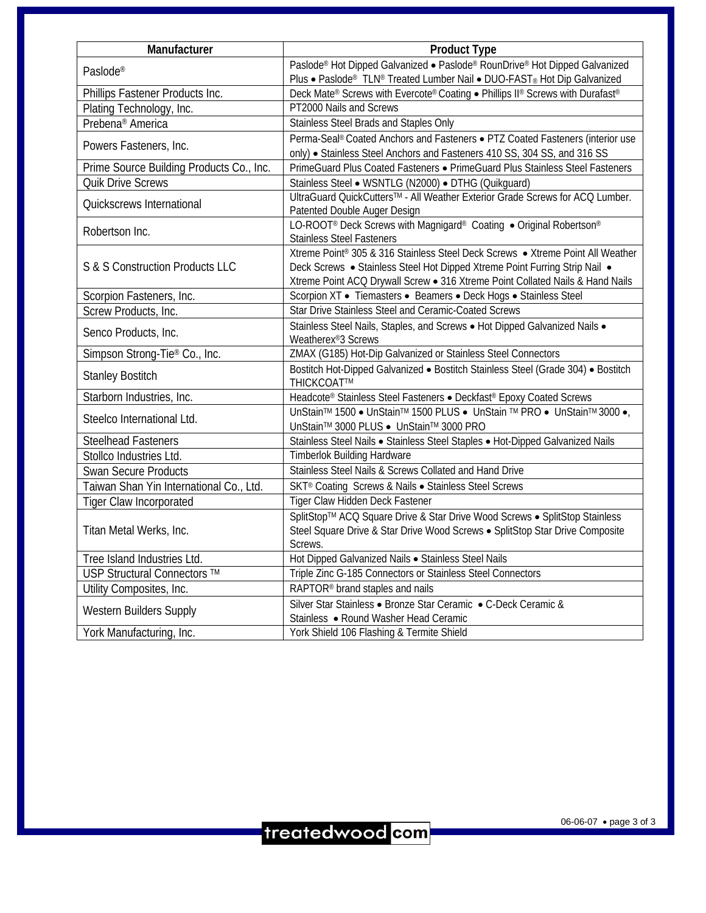| Manufacturer | Product Type |
|---|---|
| Paslode® | Paslode® Hot Dipped Galvanized • Paslode® RounDrive® Hot Dipped Galvanized Plus • Paslode® TLN® Treated Lumber Nail • DUO-FAST® Hot Dip Galvanized |
| Phillips Fastener Products Inc. | Deck Mate® Screws with Evercote® Coating • Phillips II® Screws with Durafast® |
| Plating Technology, Inc. | PT2000 Nails and Screws |
| Prebena® America | Stainless Steel Brads and Staples Only |
| Powers Fasteners, Inc. | Perma-Seal® Coated Anchors and Fasteners • PTZ Coated Fasteners (interior use only) • Stainless Steel Anchors and Fasteners 410 SS, 304 SS, and 316 SS |
| Prime Source Building Products Co., Inc. | PrimeGuard Plus Coated Fasteners • PrimeGuard Plus Stainless Steel Fasteners |
| Quik Drive Screws | Stainless Steel • WSNTLG (N2000) • DTHG (Quikguard) |
| Quickscrews International | UltraGuard QuickCutters™ - All Weather Exterior Grade Screws for ACQ Lumber. Patented Double Auger Design |
| Robertson Inc. | LO-ROOT® Deck Screws with Magnigard® Coating • Original Robertson® Stainless Steel Fasteners |
| S & S Construction Products LLC | Xtreme Point® 305 & 316 Stainless Steel Deck Screws • Xtreme Point All Weather Deck Screws • Stainless Steel Hot Dipped Xtreme Point Furring Strip Nail • Xtreme Point ACQ Drywall Screw • 316 Xtreme Point Collated Nails & Hand Nails |
| Scorpion Fasteners, Inc. | Scorpion XT • Tiemasters • Beamers • Deck Hogs • Stainless Steel |
| Screw Products, Inc. | Star Drive Stainless Steel and Ceramic-Coated Screws |
| Senco Products, Inc. | Stainless Steel Nails, Staples, and Screws • Hot Dipped Galvanized Nails • Weatherex®3 Screws |
| Simpson Strong-Tie® Co., Inc. | ZMAX (G185) Hot-Dip Galvanized or Stainless Steel Connectors |
| Stanley Bostitch | Bostitch Hot-Dipped Galvanized • Bostitch Stainless Steel (Grade 304) • Bostitch THICKCOAT™ |
| Starborn Industries, Inc. | Headcote® Stainless Steel Fasteners • Deckfast® Epoxy Coated Screws |
| Steelco International Ltd. | UnStain™ 1500 • UnStain™ 1500 PLUS • UnStain ™ PRO • UnStain™ 3000 •, UnStain™ 3000 PLUS • UnStain™ 3000 PRO |
| Steelhead Fasteners | Stainless Steel Nails • Stainless Steel Staples • Hot-Dipped Galvanized Nails |
| Stollco Industries Ltd. | Timberlok Building Hardware |
| Swan Secure Products | Stainless Steel Nails & Screws Collated and Hand Drive |
| Taiwan Shan Yin International Co., Ltd. | SKT® Coating Screws & Nails • Stainless Steel Screws |
| Tiger Claw Incorporated | Tiger Claw Hidden Deck Fastener |
| Titan Metal Werks, Inc. | SplitStop™ ACQ Square Drive & Star Drive Wood Screws • SplitStop Stainless Steel Square Drive & Star Drive Wood Screws • SplitStop Star Drive Composite Screws. |
| Tree Island Industries Ltd. | Hot Dipped Galvanized Nails • Stainless Steel Nails |
| USP Structural Connectors ™ | Triple Zinc G-185 Connectors or Stainless Steel Connectors |
| Utility Composites, Inc. | RAPTOR® brand staples and nails |
| Western Builders Supply | Silver Star Stainless • Bronze Star Ceramic • C-Deck Ceramic & Stainless • Round Washer Head Ceramic |
| York Manufacturing, Inc. | York Shield 106 Flashing & Termite Shield |